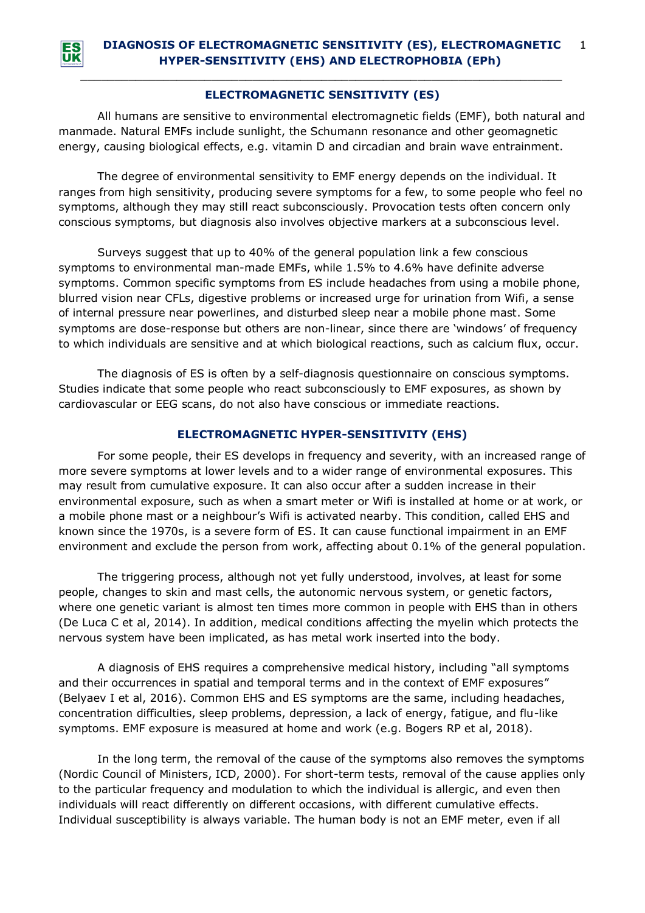# DIAGNOSIS OF ELECTROMAGNETIC SENSITIVITY (ES), ELECTROMAGNETIC HYPER-SENSITIVITY (EHS) AND ELECTROPHOBIA (EPh)

## ELECTROMAGNETIC SENSITIVITY (ES)

All humans are sensitive to environmental electromagnetic fields (EMF), both natural and manmade. Natural EMFs include sunlight, the Schumann resonance and other geomagnetic energy, causing biological effects, e.g. vitamin D and circadian and brain wave entrainment.

The degree of environmental sensitivity to EMF energy depends on the individual. It ranges from high sensitivity, producing severe symptoms for a few, to some people who feel no symptoms, although they may still react subconsciously. Provocation tests often concern only conscious symptoms, but diagnosis also involves objective markers at a subconscious level.

Surveys suggest that up to 40% of the general population link a few conscious symptoms to environmental man-made EMFs, while 1.5% to 4.6% have definite adverse symptoms. Common specific symptoms from ES include headaches from using a mobile phone, blurred vision near CFLs, digestive problems or increased urge for urination from Wifi, a sense of internal pressure near powerlines, and disturbed sleep near a mobile phone mast. Some symptoms are dose-response but others are non-linear, since there are 'windows' of frequency to which individuals are sensitive and at which biological reactions, such as calcium flux, occur.

The diagnosis of ES is often by a self-diagnosis questionnaire on conscious symptoms. Studies indicate that some people who react subconsciously to EMF exposures, as shown by cardiovascular or EEG scans, do not also have conscious or immediate reactions.

## ELECTROMAGNETIC HYPER-SENSITIVITY (EHS)

For some people, their ES develops in frequency and severity, with an increased range of more severe symptoms at lower levels and to a wider range of environmental exposures. This may result from cumulative exposure. It can also occur after a sudden increase in their environmental exposure, such as when a smart meter or Wifi is installed at home or at work, or a mobile phone mast or a neighbour's Wifi is activated nearby. This condition, called EHS and known since the 1970s, is a severe form of ES. It can cause functional impairment in an EMF environment and exclude the person from work, affecting about 0.1% of the general population.

The triggering process, although not yet fully understood, involves, at least for some people, changes to skin and mast cells, the autonomic nervous system, or genetic factors, where one genetic variant is almost ten times more common in people with EHS than in others (De Luca C et al, 2014). In addition, medical conditions affecting the myelin which protects the nervous system have been implicated, as has metal work inserted into the body.

A diagnosis of EHS requires a comprehensive medical history, including "all symptoms and their occurrences in spatial and temporal terms and in the context of EMF exposures" (Belyaev I et al, 2016). Common EHS and ES symptoms are the same, including headaches, concentration difficulties, sleep problems, depression, a lack of energy, fatigue, and flu-like symptoms. EMF exposure is measured at home and work (e.g. Bogers RP et al, 2018).

In the long term, the removal of the cause of the symptoms also removes the symptoms (Nordic Council of Ministers, ICD, 2000). For short-term tests, removal of the cause applies only to the particular frequency and modulation to which the individual is allergic, and even then individuals will react differently on different occasions, with different cumulative effects. Individual susceptibility is always variable. The human body is not an EMF meter, even if all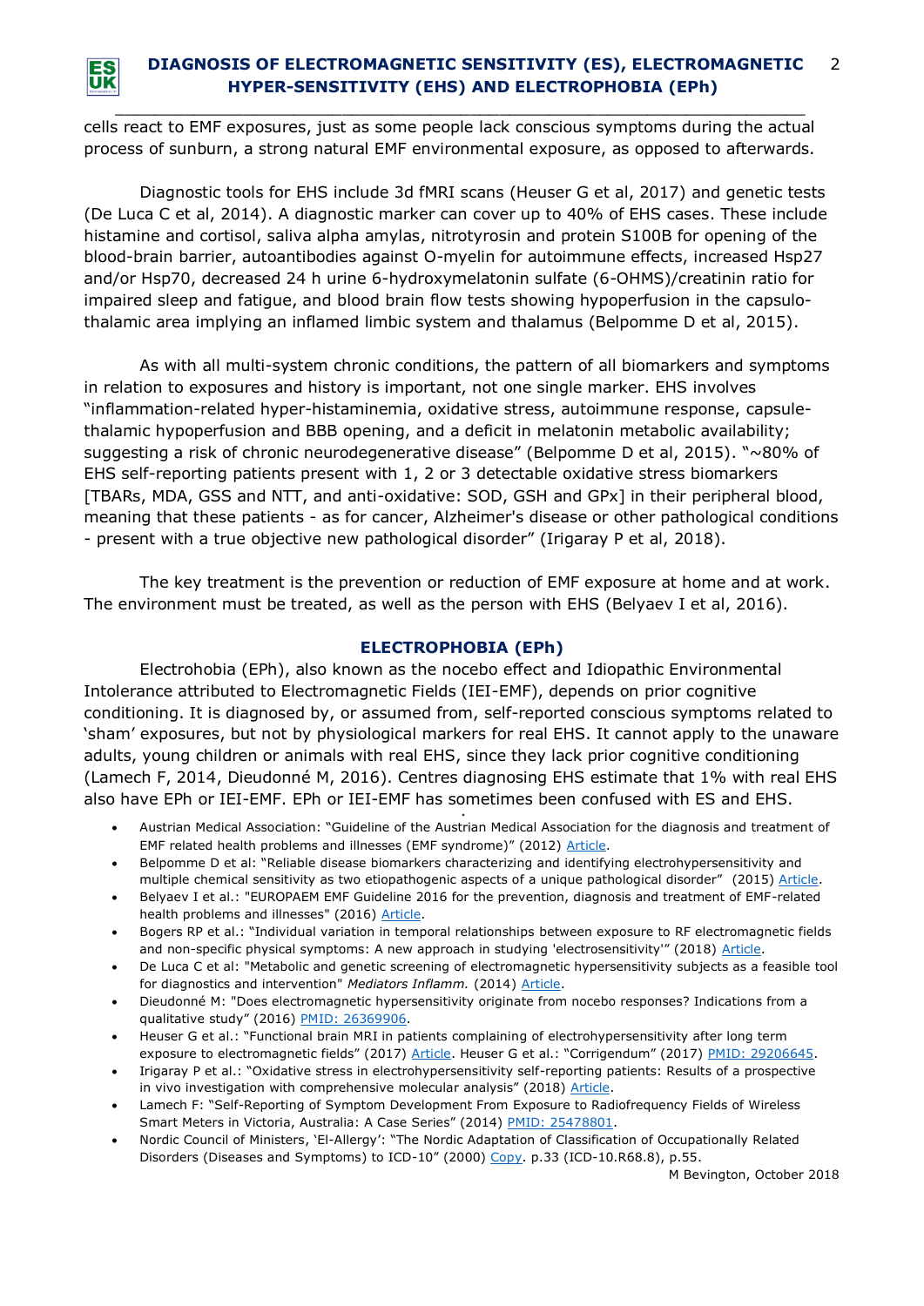cells react to EMF exposures, just as some people lack conscious symptoms during the actual process of sunburn, a strong natural EMF environmental exposure, as opposed to afterwards.

Diagnostic tools for EHS include 3d fMRI scans (Heuser G et al, 2017) and genetic tests (De Luca C et al, 2014). A diagnostic marker can cover up to 40% of EHS cases. These include histamine and cortisol, saliva alpha amylas, nitrotyrosin and protein S100B for opening of the blood-brain barrier, autoantibodies against O-myelin for autoimmune effects, increased Hsp27 and/or Hsp70, decreased 24 h urine 6-hydroxymelatonin sulfate (6-OHMS)/creatinin ratio for impaired sleep and fatigue, and blood brain flow tests showing hypoperfusion in the capsulo-thalamic area implying an inflamed limbic system and thalamus (Belpomme D et al, 2015).

As with all multi-system chronic conditions, the pattern of all biomarkers and symptoms in relation to exposures and history is important, not one single marker. EHS involves "inflammation-related hyper-histaminemia, oxidative stress, autoimmune response, capsule-thalamic hypoperfusion and BBB opening, and a deficit in melatonin metabolic availability; suggesting a risk of chronic neurodegenerative disease" (Belpomme D et al, 2015). "~80% of EHS self-reporting patients present with 1, 2 or 3 detectable oxidative stress biomarkers [TBARs, MDA, GSS and NTT, and anti-oxidative: SOD, GSH and GPx] in their peripheral blood, meaning that these patients - as for cancer, Alzheimer's disease or other pathological conditions - present with a true objective new pathological disorder" (Irigaray P et al, 2018).

The key treatment is the prevention or reduction of EMF exposure at home and at work. The environment must be treated, as well as the person with EHS (Belyaev I et al, 2016).

## ELECTROPHOBIA (EPh)

Electrohobia (EPh), also known as the nocebo effect and Idiopathic Environmental Intolerance attributed to Electromagnetic Fields (IEI-EMF), depends on prior cognitive conditioning. It is diagnosed by, or assumed from, self-reported conscious symptoms related to 'sham' exposures, but not by physiological markers for real EHS. It cannot apply to the unaware adults, young children or animals with real EHS, since they lack prior cognitive conditioning (Lamech F, 2014, Dieudonné M, 2016). Centres diagnosing EHS estimate that 1% with real EHS also have EPh or IEI-EMF. EPh or IEI-EMF has sometimes been confused with ES and EHS.

- Austrian Medical Association: "Guideline of the Austrian Medical Association for the diagnosis and treatment of EMF related health problems and illnesses (EMF syndrome)" (2012) Article.
- Belpomme D et al: "Reliable disease biomarkers characterizing and identifying electrohypersensitivity and multiple chemical sensitivity as two etiopathogenic aspects of a unique pathological disorder" (2015) Article.
- Belyaev I et al.: "EUROPAEM EMF Guideline 2016 for the prevention, diagnosis and treatment of EMF-related health problems and illnesses" (2016) Article.
- Bogers RP et al.: "Individual variation in temporal relationships between exposure to RF electromagnetic fields and non-specific physical symptoms: A new approach in studying 'electrosensitivity'" (2018) Article.
- De Luca C et al: "Metabolic and genetic screening of electromagnetic hypersensitivity subjects as a feasible tool for diagnostics and intervention" *Mediators Inflamm.* (2014) Article.
- Dieudonné M: "Does electromagnetic hypersensitivity originate from nocebo responses? Indications from a qualitative study" (2016) PMID: 26369906.
- Heuser G et al.: "Functional brain MRI in patients complaining of electrohypersensitivity after long term exposure to electromagnetic fields" (2017) Article. Heuser G et al.: "Corrigendum" (2017) PMID: 29206645.
- Irigaray P et al.: "Oxidative stress in electrohypersensitivity self-reporting patients: Results of a prospective in vivo investigation with comprehensive molecular analysis" (2018) Article.
- Lamech F: "Self-Reporting of Symptom Development From Exposure to Radiofrequency Fields of Wireless Smart Meters in Victoria, Australia: A Case Series" (2014) PMID: 25478801.
- Nordic Council of Ministers, 'El-Allergy': "The Nordic Adaptation of Classification of Occupationally Related Disorders (Diseases and Symptoms) to ICD-10" (2000) Copy. p.33 (ICD-10.R68.8), p.55.

M Bevington, October 2018